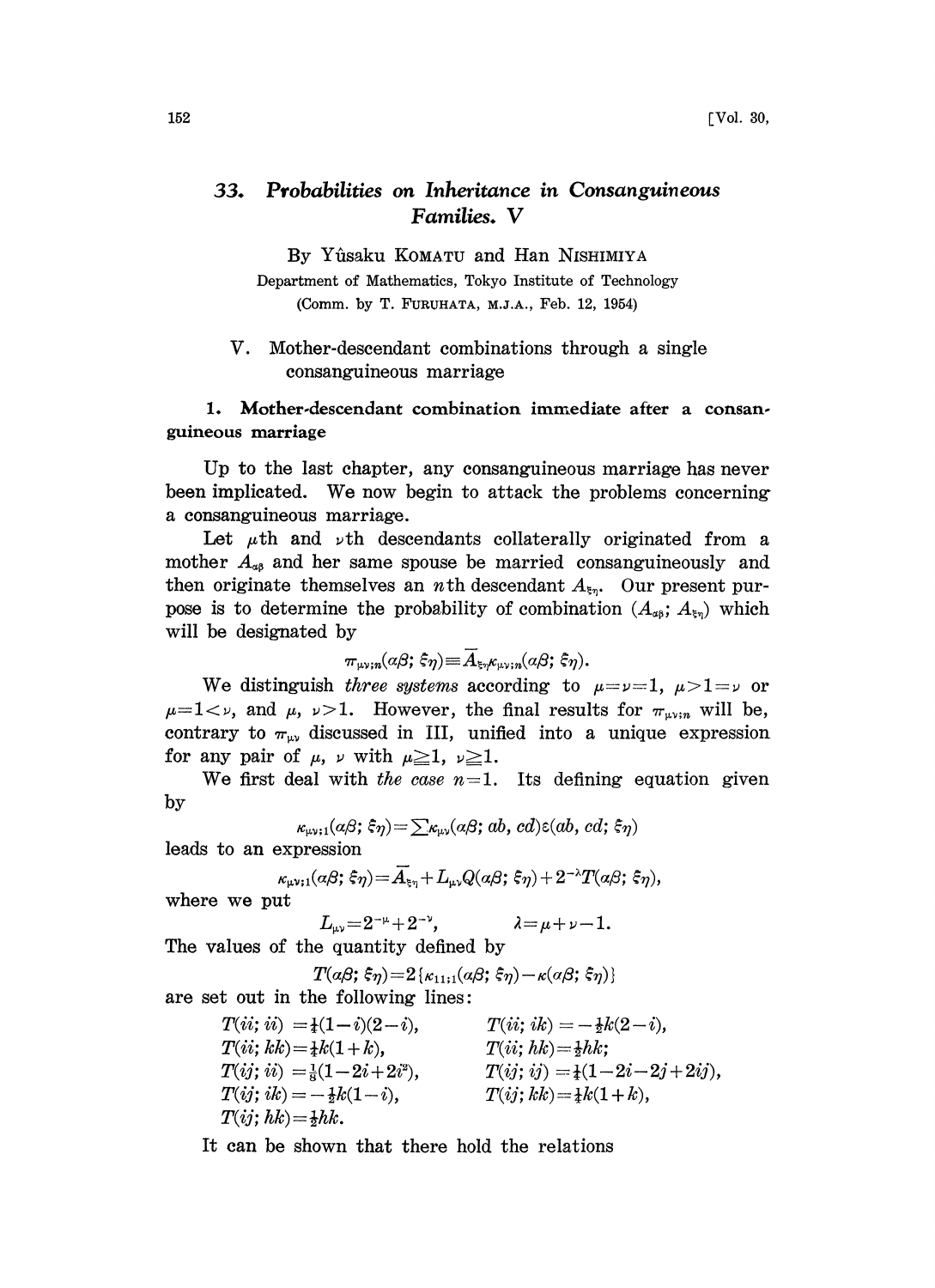# 33. Probabilities on Inheritance in Consanguineous Families. V

By Yûsaku KOMATU and Han NISHIMIYA

Department of Mathematics, Tokyo Institute of Technology
(Comm. by T. FURUHATA, M.J.A., Feb. 12, 1954)

## V. Mother-descendant combinations through a single consanguineous marriage

### 1. Mother-descendant combination immediate after a consanguineous marriage

Up to the last chapter, any consanguineous marriage has never been implicated. We now begin to attack the problems concerning a consanguineous marriage.

Let $\mu$th and $\nu$th descendants collaterally originated from a mother $A_{\alpha\beta}$ and her same spouse be married consanguineously and then originate themselves an $n$th descendant $A_{\xi\eta}$. Our present purpose is to determine the probability of combination $(A_{\alpha\beta}; A_{\xi\eta})$ which will be designated by

$$\pi_{\mu\nu;n}(\alpha\beta;\xi\eta)\equiv\overline{A}_{\xi\eta}\kappa_{\mu\nu;n}(\alpha\beta;\xi\eta).$$

We distinguish *three systems* according to $\mu=\nu=1$, $\mu>1=\nu$ or $\mu=1<\nu$, and $\mu$, $\nu>1$. However, the final results for $\pi_{\mu\nu;n}$ will be, contrary to $\pi_{\mu\nu}$ discussed in III, unified into a unique expression for any pair of $\mu$, $\nu$ with $\mu\geqq 1$, $\nu\geqq 1$.

We first deal with *the case* $n=1$. Its defining equation given by

$$\kappa_{\mu\nu;1}(\alpha\beta;\xi\eta)=\sum\kappa_{\mu\nu}(\alpha\beta;ab,cd)\varepsilon(ab,cd;\xi\eta)$$

leads to an expression

$$\kappa_{\mu\nu;1}(\alpha\beta;\xi\eta)=\overline{A}_{\xi\eta}+L_{\mu\nu}Q(\alpha\beta;\xi\eta)+2^{-\lambda}T(\alpha\beta;\xi\eta),$$

where we put

$$L_{\mu\nu}=2^{-\mu}+2^{-\nu},\qquad \lambda=\mu+\nu-1.$$

The values of the quantity defined by

$$T(\alpha\beta;\xi\eta)=2\{\kappa_{11;1}(\alpha\beta;\xi\eta)-\kappa(\alpha\beta;\xi\eta)\}$$

are set out in the following lines:

$$T(ii;ii)=\tfrac{1}{4}(1-i)(2-i),\qquad T(ii;ik)=-\tfrac{1}{2}k(2-i),$$
$$T(ii;kk)=\tfrac{1}{4}k(1+k),\qquad T(ii;hk)=\tfrac{1}{2}hk;$$
$$T(ij;ii)=\tfrac{1}{8}(1-2i+2i^2),\qquad T(ij;ij)=\tfrac{1}{4}(1-2i-2j+2ij),$$
$$T(ij;ik)=-\tfrac{1}{2}k(1-i),\qquad T(ij;kk)=\tfrac{1}{4}k(1+k),$$
$$T(ij;hk)=\tfrac{1}{2}hk.$$

It can be shown that there hold the relations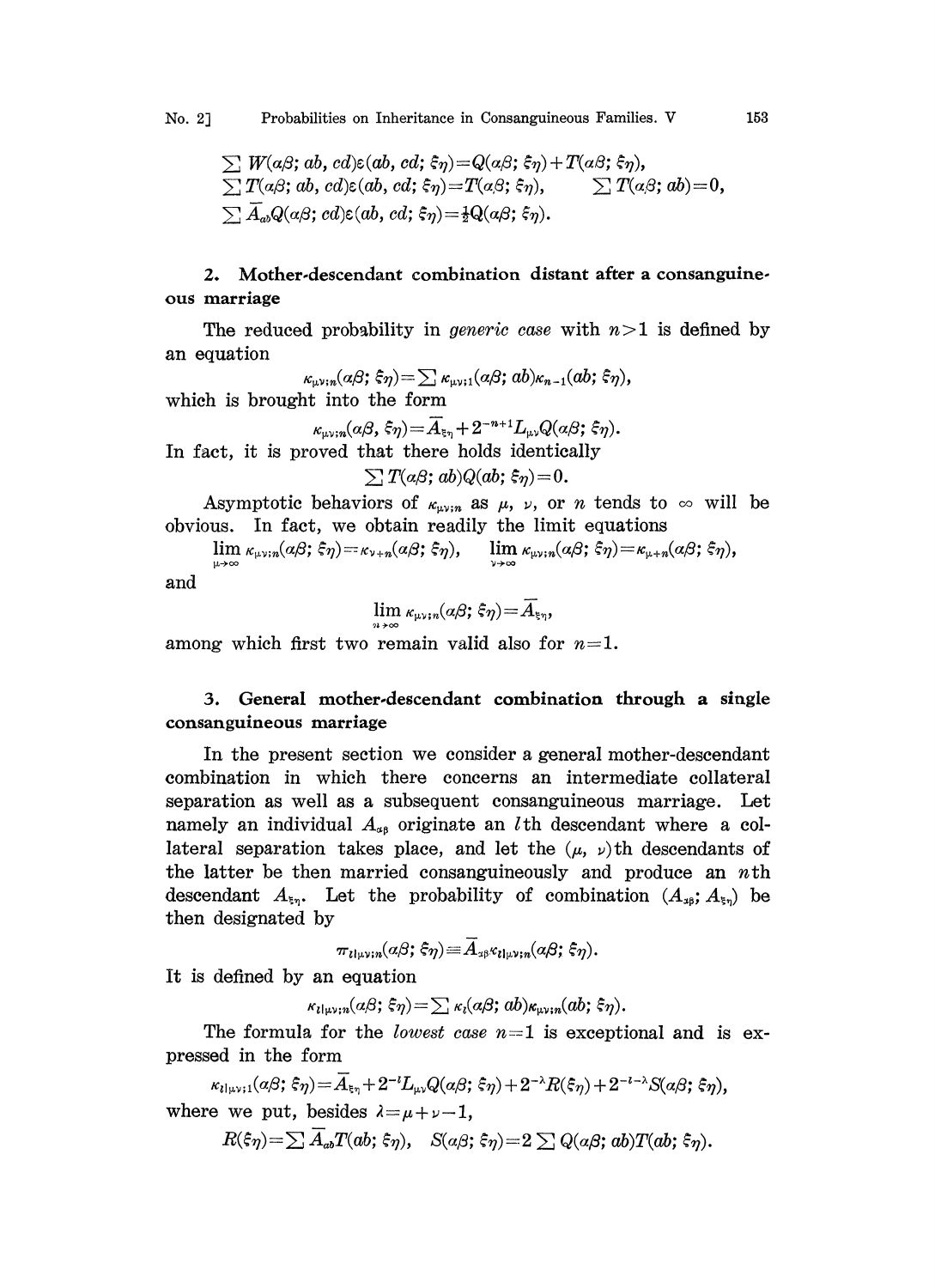$$\sum W(\alpha\beta;\, ab,\, cd)\varepsilon(ab,\, cd;\, \xi\eta) = Q(\alpha\beta;\, \xi\eta) + T(\alpha\beta;\, \xi\eta),$$
$$\sum T(\alpha\beta;\, ab,\, cd)\varepsilon(ab,\, cd;\, \xi\eta) = T(\alpha\beta;\, \xi\eta), \qquad \sum T(\alpha\beta;\, ab) = 0,$$
$$\sum \overline{A}_{ab} Q(\alpha\beta;\, cd)\varepsilon(ab,\, cd;\, \xi\eta) = \tfrac{1}{2} Q(\alpha\beta;\, \xi\eta).$$

## 2. Mother-descendant combination distant after a consanguineous marriage

The reduced probability in *generic case* with $n>1$ is defined by an equation

$$\kappa_{\mu\nu;n}(\alpha\beta;\, \xi\eta) = \sum \kappa_{\mu\nu;1}(\alpha\beta;\, ab)\kappa_{n-1}(ab;\, \xi\eta),$$

which is brought into the form

$$\kappa_{\mu\nu;n}(\alpha\beta,\, \xi\eta) = \overline{A}_{\xi\eta} + 2^{-n+1} L_{\mu\nu} Q(\alpha\beta;\, \xi\eta).$$

In fact, it is proved that there holds identically

$$\sum T(\alpha\beta;\, ab) Q(ab;\, \xi\eta) = 0.$$

Asymptotic behaviors of $\kappa_{\mu\nu;n}$ as $\mu$, $\nu$, or $n$ tends to $\infty$ will be obvious. In fact, we obtain readily the limit equations

$$\lim_{\mu\to\infty} \kappa_{\mu\nu;n}(\alpha\beta;\, \xi\eta) = \kappa_{\nu+n}(\alpha\beta;\, \xi\eta), \qquad \lim_{\nu\to\infty} \kappa_{\mu\nu;n}(\alpha\beta;\, \xi\eta) = \kappa_{\mu+n}(\alpha\beta;\, \xi\eta),$$

and

$$\lim_{n\to\infty} \kappa_{\mu\nu;n}(\alpha\beta;\, \xi\eta) = \overline{A}_{\xi\eta},$$

among which first two remain valid also for $n=1$.

## 3. General mother-descendant combination through a single consanguineous marriage

In the present section we consider a general mother-descendant combination in which there concerns an intermediate collateral separation as well as a subsequent consanguineous marriage. Let namely an individual $A_{\alpha\beta}$ originate an $l$th descendant where a collateral separation takes place, and let the $(\mu,\, \nu)$th descendants of the latter be then married consanguineously and produce an $n$th descendant $A_{\xi\eta}$. Let the probability of combination $(A_{\alpha\beta};\, A_{\xi\eta})$ be then designated by

$$\pi_{l|\mu\nu;n}(\alpha\beta;\, \xi\eta) \equiv \overline{A}_{\alpha\beta} \kappa_{l|\mu\nu;n}(\alpha\beta;\, \xi\eta).$$

It is defined by an equation

$$\kappa_{l|\mu\nu;n}(\alpha\beta;\, \xi\eta) = \sum \kappa_l(\alpha\beta;\, ab)\kappa_{\mu\nu;n}(ab;\, \xi\eta).$$

The formula for the *lowest case* $n=1$ is exceptional and is expressed in the form

$$\kappa_{l|\mu\nu;1}(\alpha\beta;\, \xi\eta) = \overline{A}_{\xi\eta} + 2^{-l} L_{\mu\nu} Q(\alpha\beta;\, \xi\eta) + 2^{-\lambda} R(\xi\eta) + 2^{-l-\lambda} S(\alpha\beta;\, \xi\eta),$$

where we put, besides $\lambda = \mu+\nu-1$,

$$R(\xi\eta) = \sum \overline{A}_{ab} T(ab;\, \xi\eta), \quad S(\alpha\beta;\, \xi\eta) = 2\sum Q(\alpha\beta;\, ab) T(ab;\, \xi\eta).$$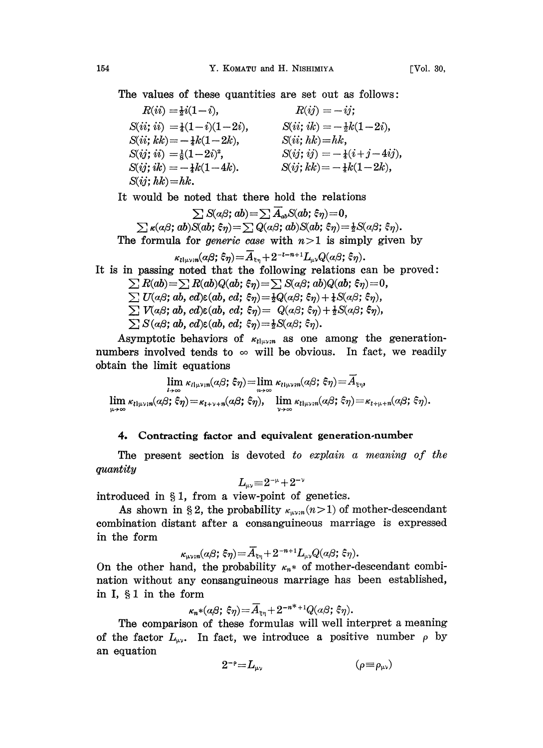The values of these quantities are set out as follows:

$$
\begin{aligned}
&R(ii) = \tfrac{1}{2}i(1-i), && R(ij) = -ij; \\
&S(ii;\, ii) = \tfrac{1}{4}(1-i)(1-2i), && S(ii;\, ik) = -\tfrac{1}{2}k(1-2i), \\
&S(ii;\, kk) = -\tfrac{1}{4}k(1-2k), && S(ii;\, hk) = hk, \\
&S(ij;\, ii) = \tfrac{1}{8}(1-2i)^2, && S(ij;\, ij) = -\tfrac{1}{4}(i+j-4ij), \\
&S(ij;\, ik) = -\tfrac{1}{4}k(1-4k). && S(ij;\, kk) = -\tfrac{1}{4}k(1-2k), \\
&S(ij;\, hk) = hk.
\end{aligned}
$$

It would be noted that there hold the relations

$$\sum S(\alpha\beta;\, ab) = \sum \overline{A}_{ab} S(ab;\, \xi\eta) = 0,$$

$$\sum \kappa(\alpha\beta;\, ab) S(ab;\, \xi\eta) = \sum Q(\alpha\beta;\, ab) S(ab;\, \xi\eta) = \tfrac{1}{2} S(\alpha\beta;\, \xi\eta).$$

The formula for *generic case* with $n>1$ is simply given by

$$\kappa_{l|\mu\nu;n}(\alpha\beta;\, \xi\eta) = \overline{A}_{\xi\eta} + 2^{-l-n+1} L_{\mu\nu} Q(\alpha\beta;\, \xi\eta).$$

It is in passing noted that the following relations can be proved:

$$
\begin{aligned}
&\sum R(ab) = \sum R(ab) Q(ab;\, \xi\eta) = \sum S(\alpha\beta;\, ab) Q(ab;\, \xi\eta) = 0, \\
&\sum U(\alpha\beta;\, ab,\, cd)\varepsilon(ab,\, cd;\, \xi\eta) = \tfrac{1}{2} Q(\alpha\beta;\, \xi\eta) + \tfrac{1}{4} S(\alpha\beta;\, \xi\eta), \\
&\sum V(\alpha\beta;\, ab,\, cd)\varepsilon(ab,\, cd;\, \xi\eta) = Q(\alpha\beta;\, \xi\eta) + \tfrac{1}{2} S(\alpha\beta;\, \xi\eta), \\
&\sum S(\alpha\beta;\, ab,\, cd)\varepsilon(ab,\, cd;\, \xi\eta) = \tfrac{1}{2} S(\alpha\beta;\, \xi\eta).
\end{aligned}
$$

Asymptotic behaviors of $\kappa_{l|\mu\nu;n}$ as one among the generation-numbers involved tends to $\infty$ will be obvious. In fact, we readily obtain the limit equations

$$\lim_{l\to\infty} \kappa_{l|\mu\nu;n}(\alpha\beta;\, \xi\eta) = \lim_{n\to\infty} \kappa_{l|\mu\nu;n}(\alpha\beta;\, \xi\eta) = \overline{A}_{\xi\eta},$$

$$\lim_{\mu\to\infty} \kappa_{l|\mu\nu;n}(\alpha\beta;\, \xi\eta) = \kappa_{l+\nu+n}(\alpha\beta;\, \xi\eta), \quad \lim_{\nu\to\infty} \kappa_{l|\mu\nu;n}(\alpha\beta;\, \xi\eta) = \kappa_{l+\mu+n}(\alpha\beta;\, \xi\eta).$$

## 4. Contracting factor and equivalent generation-number

The present section is devoted *to explain a meaning of the quantity*

$$L_{\mu\nu} \equiv 2^{-\mu} + 2^{-\nu}$$

introduced in § 1, from a view-point of genetics.

As shown in § 2, the probability $\kappa_{\mu\nu;n}\,(n>1)$ of mother-descendant combination distant after a consanguineous marriage is expressed in the form

$$\kappa_{\mu\nu;n}(\alpha\beta;\, \xi\eta) = \overline{A}_{\xi\eta} + 2^{-n+1} L_{\mu\nu} Q(\alpha\beta;\, \xi\eta).$$

On the other hand, the probability $\kappa_{n^*}$ of mother-descendant combination without any consanguineous marriage has been established, in I, § 1 in the form

$$\kappa_{n^*}(\alpha\beta;\, \xi\eta) = \overline{A}_{\xi\eta} + 2^{-n^*+1} Q(\alpha\beta;\, \xi\eta).$$

The comparison of these formulas will well interpret a meaning of the factor $L_{\mu\nu}$. In fact, we introduce a positive number $\rho$ by an equation

$$2^{-\rho} = L_{\mu\nu} \qquad (\rho \equiv \rho_{\mu\nu})$$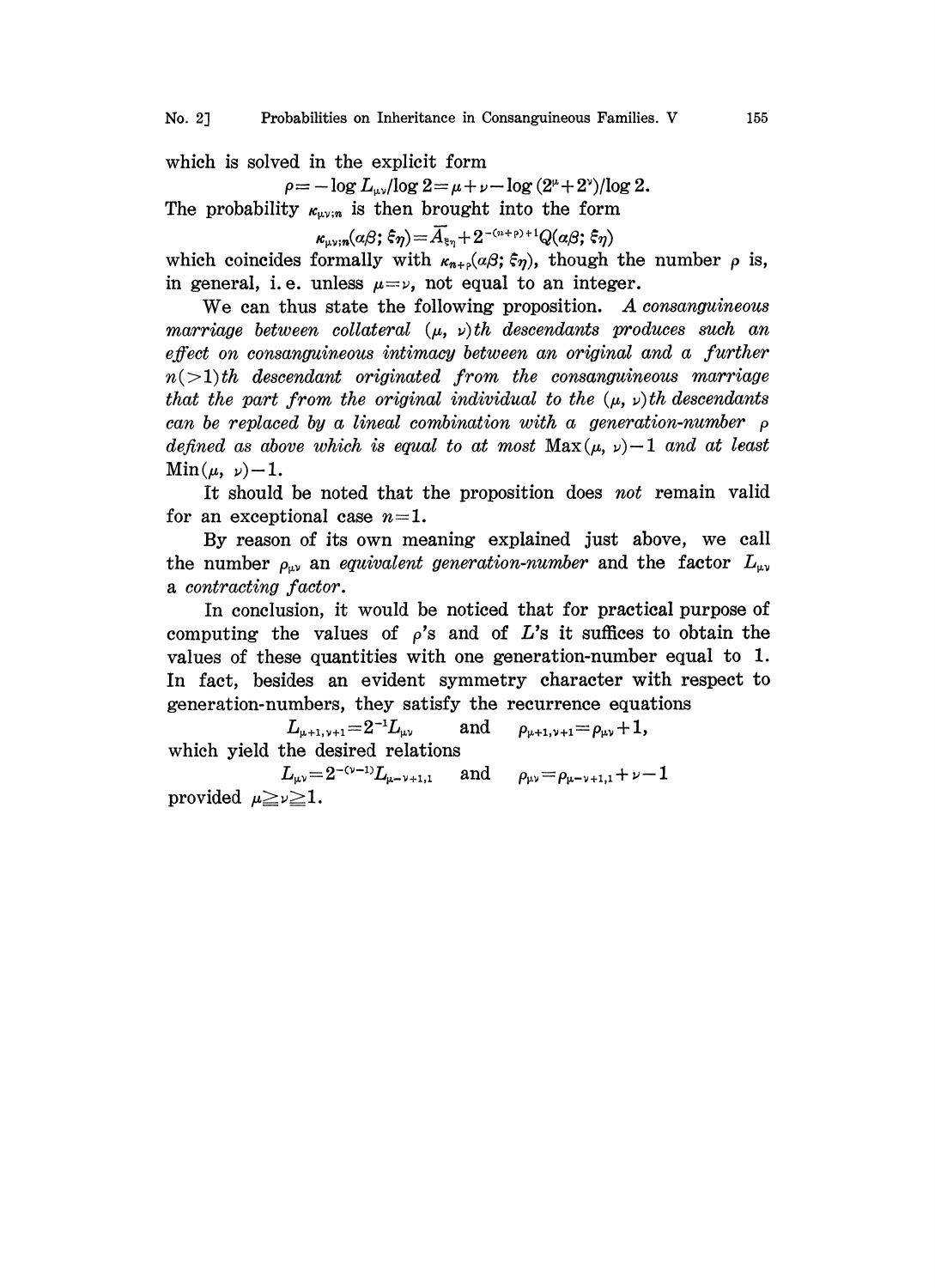which is solved in the explicit form

$$\rho = -\log L_{\mu\nu}/\log 2 = \mu + \nu - \log(2^{\mu} + 2^{\nu})/\log 2.$$

The probability $\kappa_{\mu\nu;n}$ is then brought into the form

$$\kappa_{\mu\nu;n}(\alpha\beta;\xi\eta) = \bar{A}_{\xi\eta} + 2^{-(n+\rho)+1}Q(\alpha\beta;\xi\eta)$$

which coincides formally with $\kappa_{n+\rho}(\alpha\beta;\xi\eta)$, though the number $\rho$ is, in general, i.e. unless $\mu=\nu$, not equal to an integer.

We can thus state the following proposition. *A consanguineous marriage between collateral $(\mu,\nu)$th descendants produces such an effect on consanguineous intimacy between an original and a further $n(>1)$th descendant originated from the consanguineous marriage that the part from the original individual to the $(\mu,\nu)$th descendants can be replaced by a lineal combination with a generation-number $\rho$ defined as above which is equal to at most $\mathrm{Max}(\mu,\nu)-1$ and at least $\mathrm{Min}(\mu,\nu)-1$.*

It should be noted that the proposition does *not* remain valid for an exceptional case $n=1$.

By reason of its own meaning explained just above, we call the number $\rho_{\mu\nu}$ an *equivalent generation-number* and the factor $L_{\mu\nu}$ a *contracting factor*.

In conclusion, it would be noticed that for practical purpose of computing the values of $\rho$'s and of $L$'s it suffices to obtain the values of these quantities with one generation-number equal to 1. In fact, besides an evident symmetry character with respect to generation-numbers, they satisfy the recurrence equations

$$L_{\mu+1,\nu+1} = 2^{-1}L_{\mu\nu} \quad \text{and} \quad \rho_{\mu+1,\nu+1} = \rho_{\mu\nu} + 1,$$

which yield the desired relations

$$L_{\mu\nu} = 2^{-(\nu-1)}L_{\mu-\nu+1,1} \quad \text{and} \quad \rho_{\mu\nu} = \rho_{\mu-\nu+1,1} + \nu - 1$$

provided $\mu \geqq \nu \geqq 1$.